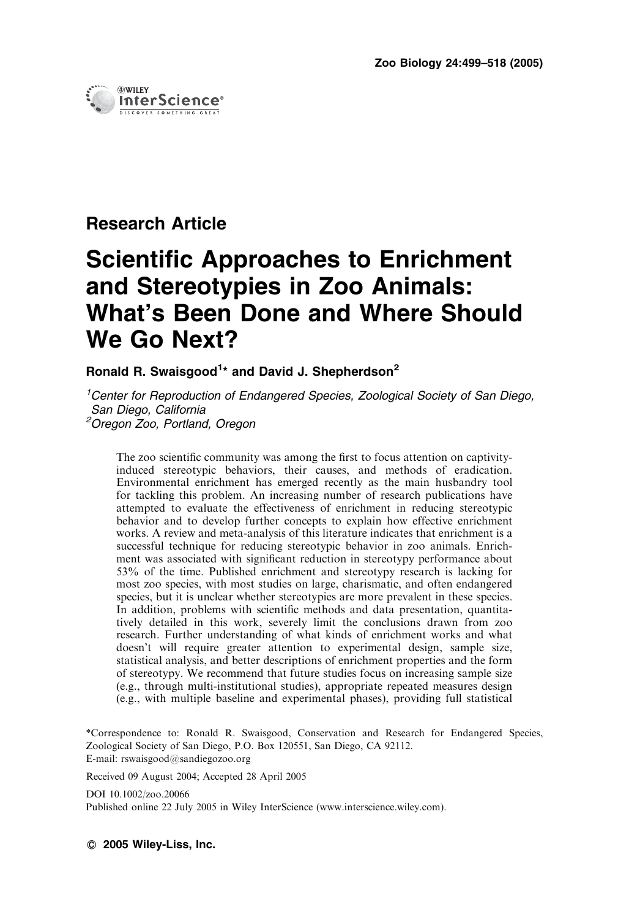Research Article

# Scientific Approaches to Enrichment and Stereotypies in Zoo Animals: What's Been Done and Where Should We Go Next?

**Ronald R. Swaisgood[1]* and David J. Shepherdson[2]**

[1] *Center for Reproduction of Endangered Species, Zoological Society of San Diego, San Diego, California*
[2] *Oregon Zoo, Portland, Oregon*

The zoo scientific community was among the first to focus attention on captivity-induced stereotypic behaviors, their causes, and methods of eradication. Environmental enrichment has emerged recently as the main husbandry tool for tackling this problem. An increasing number of research publications have attempted to evaluate the effectiveness of enrichment in reducing stereotypic behavior and to develop further concepts to explain how effective enrichment works. A review and meta-analysis of this literature indicates that enrichment is a successful technique for reducing stereotypic behavior in zoo animals. Enrichment was associated with significant reduction in stereotypy performance about 53% of the time. Published enrichment and stereotypy research is lacking for most zoo species, with most studies on large, charismatic, and often endangered species, but it is unclear whether stereotypies are more prevalent in these species. In addition, problems with scientific methods and data presentation, quantitatively detailed in this work, severely limit the conclusions drawn from zoo research. Further understanding of what kinds of enrichment works and what doesn't will require greater attention to experimental design, sample size, statistical analysis, and better descriptions of enrichment properties and the form of stereotypy. We recommend that future studies focus on increasing sample size (e.g., through multi-institutional studies), appropriate repeated measures design (e.g., with multiple baseline and experimental phases), providing full statistical

*Correspondence to: Ronald R. Swaisgood, Conservation and Research for Endangered Species, Zoological Society of San Diego, P.O. Box 120551, San Diego, CA 92112.
E-mail: rswaisgood@sandiegozoo.org

Received 09 August 2004; Accepted 28 April 2005

DOI 10.1002/zoo.20066
Published online 22 July 2005 in Wiley InterScience (www.interscience.wiley.com).

© 2005 Wiley-Liss, Inc.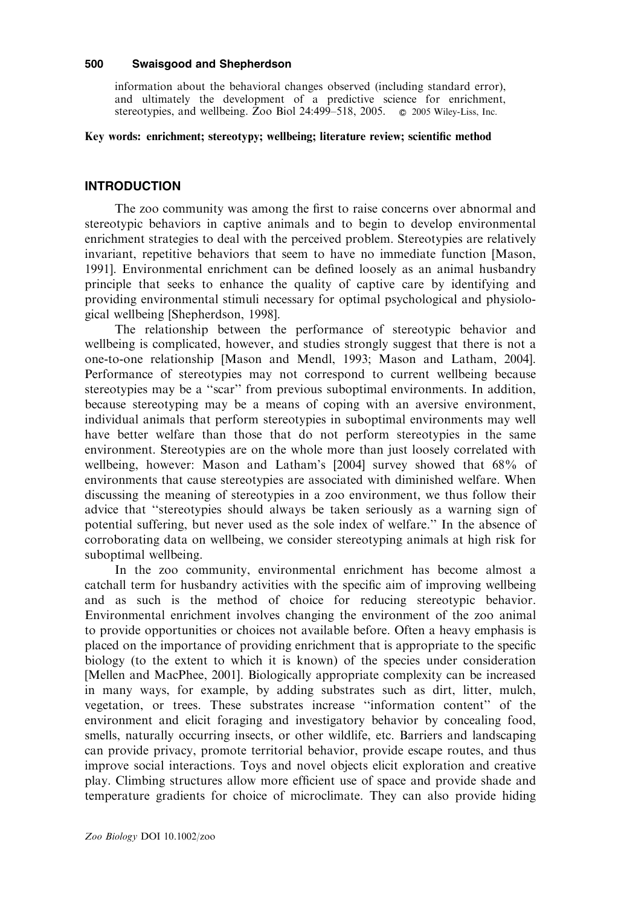information about the behavioral changes observed (including standard error), and ultimately the development of a predictive science for enrichment, stereotypies, and wellbeing. Zoo Biol 24:499–518, 2005. © 2005 Wiley-Liss, Inc.

**Key words: enrichment; stereotypy; wellbeing; literature review; scientific method**

## INTRODUCTION

The zoo community was among the first to raise concerns over abnormal and stereotypic behaviors in captive animals and to begin to develop environmental enrichment strategies to deal with the perceived problem. Stereotypies are relatively invariant, repetitive behaviors that seem to have no immediate function [Mason, 1991]. Environmental enrichment can be defined loosely as an animal husbandry principle that seeks to enhance the quality of captive care by identifying and providing environmental stimuli necessary for optimal psychological and physiological wellbeing [Shepherdson, 1998].

The relationship between the performance of stereotypic behavior and wellbeing is complicated, however, and studies strongly suggest that there is not a one-to-one relationship [Mason and Mendl, 1993; Mason and Latham, 2004]. Performance of stereotypies may not correspond to current wellbeing because stereotypies may be a "scar" from previous suboptimal environments. In addition, because stereotyping may be a means of coping with an aversive environment, individual animals that perform stereotypies in suboptimal environments may well have better welfare than those that do not perform stereotypies in the same environment. Stereotypies are on the whole more than just loosely correlated with wellbeing, however: Mason and Latham's [2004] survey showed that 68% of environments that cause stereotypies are associated with diminished welfare. When discussing the meaning of stereotypies in a zoo environment, we thus follow their advice that "stereotypies should always be taken seriously as a warning sign of potential suffering, but never used as the sole index of welfare." In the absence of corroborating data on wellbeing, we consider stereotyping animals at high risk for suboptimal wellbeing.

In the zoo community, environmental enrichment has become almost a catchall term for husbandry activities with the specific aim of improving wellbeing and as such is the method of choice for reducing stereotypic behavior. Environmental enrichment involves changing the environment of the zoo animal to provide opportunities or choices not available before. Often a heavy emphasis is placed on the importance of providing enrichment that is appropriate to the specific biology (to the extent to which it is known) of the species under consideration [Mellen and MacPhee, 2001]. Biologically appropriate complexity can be increased in many ways, for example, by adding substrates such as dirt, litter, mulch, vegetation, or trees. These substrates increase "information content" of the environment and elicit foraging and investigatory behavior by concealing food, smells, naturally occurring insects, or other wildlife, etc. Barriers and landscaping can provide privacy, promote territorial behavior, provide escape routes, and thus improve social interactions. Toys and novel objects elicit exploration and creative play. Climbing structures allow more efficient use of space and provide shade and temperature gradients for choice of microclimate. They can also provide hiding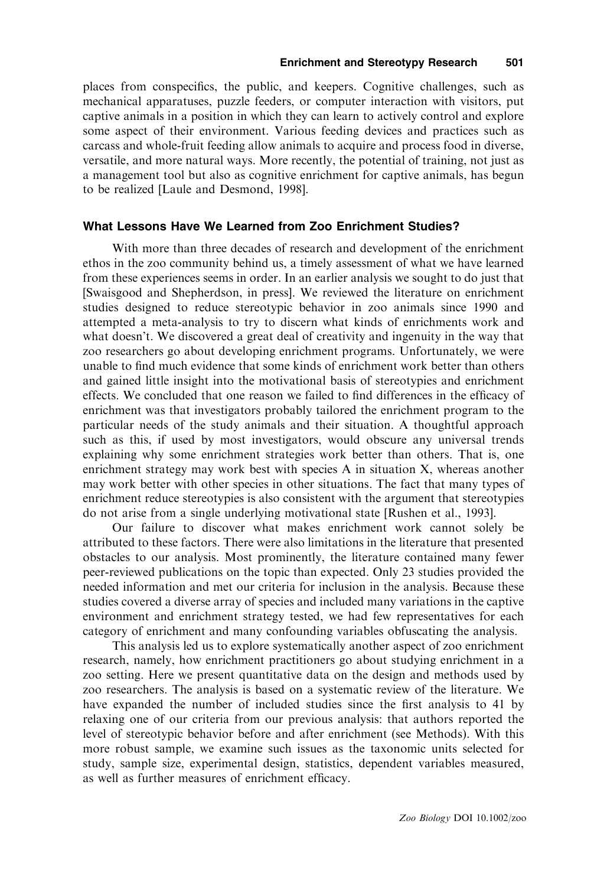places from conspecifics, the public, and keepers. Cognitive challenges, such as mechanical apparatuses, puzzle feeders, or computer interaction with visitors, put captive animals in a position in which they can learn to actively control and explore some aspect of their environment. Various feeding devices and practices such as carcass and whole-fruit feeding allow animals to acquire and process food in diverse, versatile, and more natural ways. More recently, the potential of training, not just as a management tool but also as cognitive enrichment for captive animals, has begun to be realized [Laule and Desmond, 1998].

### What Lessons Have We Learned from Zoo Enrichment Studies?

With more than three decades of research and development of the enrichment ethos in the zoo community behind us, a timely assessment of what we have learned from these experiences seems in order. In an earlier analysis we sought to do just that [Swaisgood and Shepherdson, in press]. We reviewed the literature on enrichment studies designed to reduce stereotypic behavior in zoo animals since 1990 and attempted a meta-analysis to try to discern what kinds of enrichments work and what doesn't. We discovered a great deal of creativity and ingenuity in the way that zoo researchers go about developing enrichment programs. Unfortunately, we were unable to find much evidence that some kinds of enrichment work better than others and gained little insight into the motivational basis of stereotypies and enrichment effects. We concluded that one reason we failed to find differences in the efficacy of enrichment was that investigators probably tailored the enrichment program to the particular needs of the study animals and their situation. A thoughtful approach such as this, if used by most investigators, would obscure any universal trends explaining why some enrichment strategies work better than others. That is, one enrichment strategy may work best with species A in situation X, whereas another may work better with other species in other situations. The fact that many types of enrichment reduce stereotypies is also consistent with the argument that stereotypies do not arise from a single underlying motivational state [Rushen et al., 1993].

Our failure to discover what makes enrichment work cannot solely be attributed to these factors. There were also limitations in the literature that presented obstacles to our analysis. Most prominently, the literature contained many fewer peer-reviewed publications on the topic than expected. Only 23 studies provided the needed information and met our criteria for inclusion in the analysis. Because these studies covered a diverse array of species and included many variations in the captive environment and enrichment strategy tested, we had few representatives for each category of enrichment and many confounding variables obfuscating the analysis.

This analysis led us to explore systematically another aspect of zoo enrichment research, namely, how enrichment practitioners go about studying enrichment in a zoo setting. Here we present quantitative data on the design and methods used by zoo researchers. The analysis is based on a systematic review of the literature. We have expanded the number of included studies since the first analysis to 41 by relaxing one of our criteria from our previous analysis: that authors reported the level of stereotypic behavior before and after enrichment (see Methods). With this more robust sample, we examine such issues as the taxonomic units selected for study, sample size, experimental design, statistics, dependent variables measured, as well as further measures of enrichment efficacy.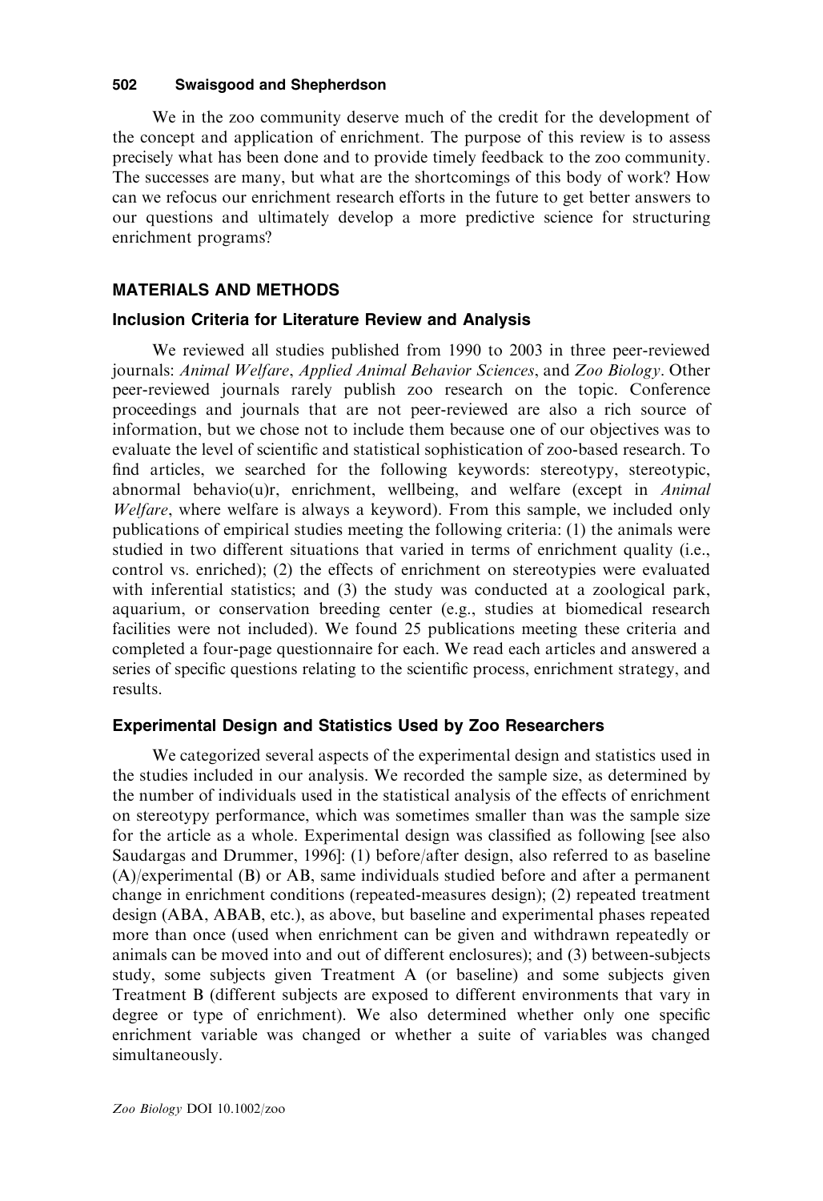We in the zoo community deserve much of the credit for the development of the concept and application of enrichment. The purpose of this review is to assess precisely what has been done and to provide timely feedback to the zoo community. The successes are many, but what are the shortcomings of this body of work? How can we refocus our enrichment research efforts in the future to get better answers to our questions and ultimately develop a more predictive science for structuring enrichment programs?

## MATERIALS AND METHODS

### Inclusion Criteria for Literature Review and Analysis

We reviewed all studies published from 1990 to 2003 in three peer-reviewed journals: *Animal Welfare*, *Applied Animal Behavior Sciences*, and *Zoo Biology*. Other peer-reviewed journals rarely publish zoo research on the topic. Conference proceedings and journals that are not peer-reviewed are also a rich source of information, but we chose not to include them because one of our objectives was to evaluate the level of scientific and statistical sophistication of zoo-based research. To find articles, we searched for the following keywords: stereotypy, stereotypic, abnormal behavio(u)r, enrichment, wellbeing, and welfare (except in *Animal Welfare*, where welfare is always a keyword). From this sample, we included only publications of empirical studies meeting the following criteria: (1) the animals were studied in two different situations that varied in terms of enrichment quality (i.e., control vs. enriched); (2) the effects of enrichment on stereotypies were evaluated with inferential statistics; and (3) the study was conducted at a zoological park, aquarium, or conservation breeding center (e.g., studies at biomedical research facilities were not included). We found 25 publications meeting these criteria and completed a four-page questionnaire for each. We read each articles and answered a series of specific questions relating to the scientific process, enrichment strategy, and results.

### Experimental Design and Statistics Used by Zoo Researchers

We categorized several aspects of the experimental design and statistics used in the studies included in our analysis. We recorded the sample size, as determined by the number of individuals used in the statistical analysis of the effects of enrichment on stereotypy performance, which was sometimes smaller than was the sample size for the article as a whole. Experimental design was classified as following [see also Saudargas and Drummer, 1996]: (1) before/after design, also referred to as baseline (A)/experimental (B) or AB, same individuals studied before and after a permanent change in enrichment conditions (repeated-measures design); (2) repeated treatment design (ABA, ABAB, etc.), as above, but baseline and experimental phases repeated more than once (used when enrichment can be given and withdrawn repeatedly or animals can be moved into and out of different enclosures); and (3) between-subjects study, some subjects given Treatment A (or baseline) and some subjects given Treatment B (different subjects are exposed to different environments that vary in degree or type of enrichment). We also determined whether only one specific enrichment variable was changed or whether a suite of variables was changed simultaneously.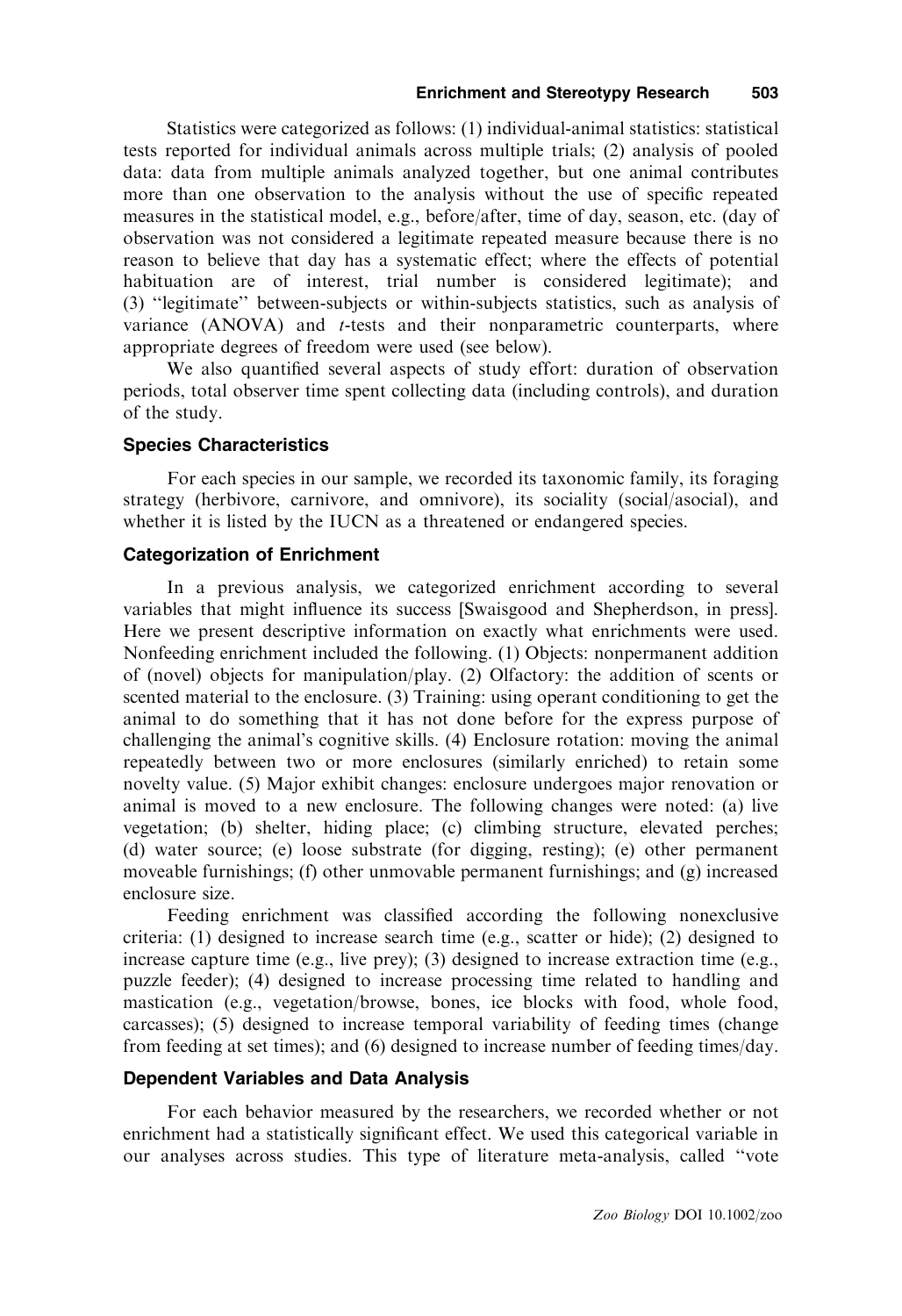Statistics were categorized as follows: (1) individual-animal statistics: statistical tests reported for individual animals across multiple trials; (2) analysis of pooled data: data from multiple animals analyzed together, but one animal contributes more than one observation to the analysis without the use of specific repeated measures in the statistical model, e.g., before/after, time of day, season, etc. (day of observation was not considered a legitimate repeated measure because there is no reason to believe that day has a systematic effect; where the effects of potential habituation are of interest, trial number is considered legitimate); and (3) "legitimate" between-subjects or within-subjects statistics, such as analysis of variance (ANOVA) and *t*-tests and their nonparametric counterparts, where appropriate degrees of freedom were used (see below).

We also quantified several aspects of study effort: duration of observation periods, total observer time spent collecting data (including controls), and duration of the study.

### Species Characteristics

For each species in our sample, we recorded its taxonomic family, its foraging strategy (herbivore, carnivore, and omnivore), its sociality (social/asocial), and whether it is listed by the IUCN as a threatened or endangered species.

### Categorization of Enrichment

In a previous analysis, we categorized enrichment according to several variables that might influence its success [Swaisgood and Shepherdson, in press]. Here we present descriptive information on exactly what enrichments were used. Nonfeeding enrichment included the following. (1) Objects: nonpermanent addition of (novel) objects for manipulation/play. (2) Olfactory: the addition of scents or scented material to the enclosure. (3) Training: using operant conditioning to get the animal to do something that it has not done before for the express purpose of challenging the animal's cognitive skills. (4) Enclosure rotation: moving the animal repeatedly between two or more enclosures (similarly enriched) to retain some novelty value. (5) Major exhibit changes: enclosure undergoes major renovation or animal is moved to a new enclosure. The following changes were noted: (a) live vegetation; (b) shelter, hiding place; (c) climbing structure, elevated perches; (d) water source; (e) loose substrate (for digging, resting); (e) other permanent moveable furnishings; (f) other unmovable permanent furnishings; and (g) increased enclosure size.

Feeding enrichment was classified according the following nonexclusive criteria: (1) designed to increase search time (e.g., scatter or hide); (2) designed to increase capture time (e.g., live prey); (3) designed to increase extraction time (e.g., puzzle feeder); (4) designed to increase processing time related to handling and mastication (e.g., vegetation/browse, bones, ice blocks with food, whole food, carcasses); (5) designed to increase temporal variability of feeding times (change from feeding at set times); and (6) designed to increase number of feeding times/day.

### Dependent Variables and Data Analysis

For each behavior measured by the researchers, we recorded whether or not enrichment had a statistically significant effect. We used this categorical variable in our analyses across studies. This type of literature meta-analysis, called "vote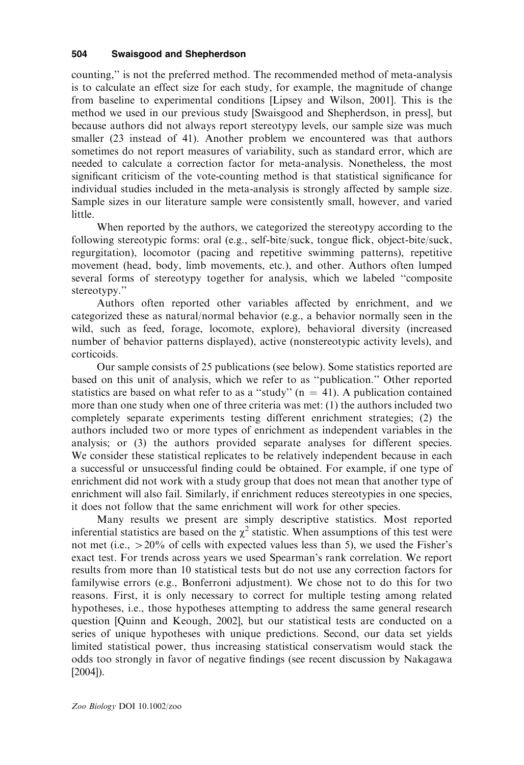counting," is not the preferred method. The recommended method of meta-analysis is to calculate an effect size for each study, for example, the magnitude of change from baseline to experimental conditions [Lipsey and Wilson, 2001]. This is the method we used in our previous study [Swaisgood and Shepherdson, in press], but because authors did not always report stereotypy levels, our sample size was much smaller (23 instead of 41). Another problem we encountered was that authors sometimes do not report measures of variability, such as standard error, which are needed to calculate a correction factor for meta-analysis. Nonetheless, the most significant criticism of the vote-counting method is that statistical significance for individual studies included in the meta-analysis is strongly affected by sample size. Sample sizes in our literature sample were consistently small, however, and varied little.

When reported by the authors, we categorized the stereotypy according to the following stereotypic forms: oral (e.g., self-bite/suck, tongue flick, object-bite/suck, regurgitation), locomotor (pacing and repetitive swimming patterns), repetitive movement (head, body, limb movements, etc.), and other. Authors often lumped several forms of stereotypy together for analysis, which we labeled "composite stereotypy."

Authors often reported other variables affected by enrichment, and we categorized these as natural/normal behavior (e.g., a behavior normally seen in the wild, such as feed, forage, locomote, explore), behavioral diversity (increased number of behavior patterns displayed), active (nonstereotypic activity levels), and corticoids.

Our sample consists of 25 publications (see below). Some statistics reported are based on this unit of analysis, which we refer to as "publication." Other reported statistics are based on what refer to as a "study" ($n = 41$). A publication contained more than one study when one of three criteria was met: (1) the authors included two completely separate experiments testing different enrichment strategies; (2) the authors included two or more types of enrichment as independent variables in the analysis; or (3) the authors provided separate analyses for different species. We consider these statistical replicates to be relatively independent because in each a successful or unsuccessful finding could be obtained. For example, if one type of enrichment did not work with a study group that does not mean that another type of enrichment will also fail. Similarly, if enrichment reduces stereotypies in one species, it does not follow that the same enrichment will work for other species.

Many results we present are simply descriptive statistics. Most reported inferential statistics are based on the $\chi^2$ statistic. When assumptions of this test were not met (i.e., $>20\%$ of cells with expected values less than 5), we used the Fisher's exact test. For trends across years we used Spearman's rank correlation. We report results from more than 10 statistical tests but do not use any correction factors for familywise errors (e.g., Bonferroni adjustment). We chose not to do this for two reasons. First, it is only necessary to correct for multiple testing among related hypotheses, i.e., those hypotheses attempting to address the same general research question [Quinn and Keough, 2002], but our statistical tests are conducted on a series of unique hypotheses with unique predictions. Second, our data set yields limited statistical power, thus increasing statistical conservatism would stack the odds too strongly in favor of negative findings (see recent discussion by Nakagawa [2004]).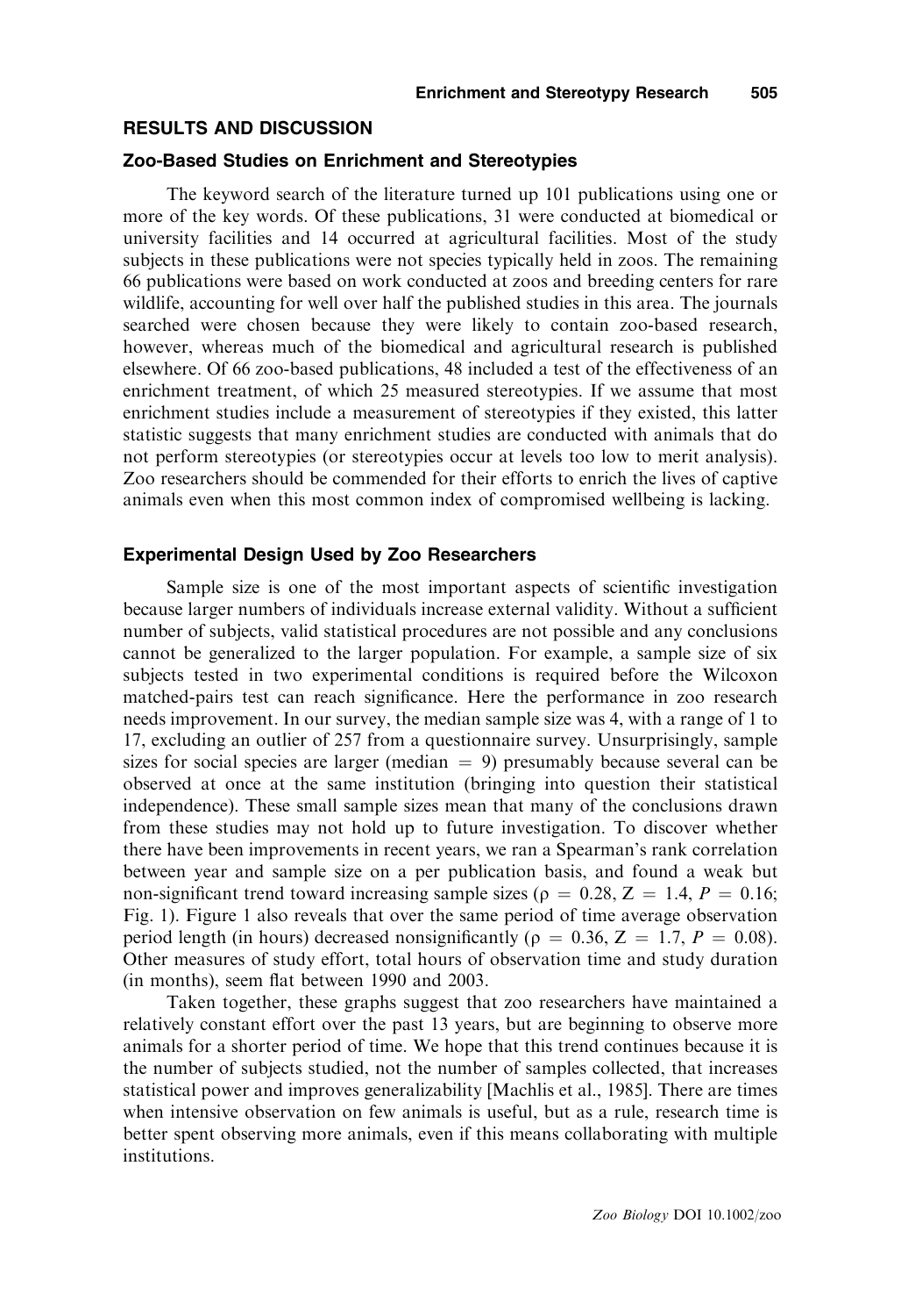## RESULTS AND DISCUSSION

### Zoo-Based Studies on Enrichment and Stereotypies

The keyword search of the literature turned up 101 publications using one or more of the key words. Of these publications, 31 were conducted at biomedical or university facilities and 14 occurred at agricultural facilities. Most of the study subjects in these publications were not species typically held in zoos. The remaining 66 publications were based on work conducted at zoos and breeding centers for rare wildlife, accounting for well over half the published studies in this area. The journals searched were chosen because they were likely to contain zoo-based research, however, whereas much of the biomedical and agricultural research is published elsewhere. Of 66 zoo-based publications, 48 included a test of the effectiveness of an enrichment treatment, of which 25 measured stereotypies. If we assume that most enrichment studies include a measurement of stereotypies if they existed, this latter statistic suggests that many enrichment studies are conducted with animals that do not perform stereotypies (or stereotypies occur at levels too low to merit analysis). Zoo researchers should be commended for their efforts to enrich the lives of captive animals even when this most common index of compromised wellbeing is lacking.

### Experimental Design Used by Zoo Researchers

Sample size is one of the most important aspects of scientific investigation because larger numbers of individuals increase external validity. Without a sufficient number of subjects, valid statistical procedures are not possible and any conclusions cannot be generalized to the larger population. For example, a sample size of six subjects tested in two experimental conditions is required before the Wilcoxon matched-pairs test can reach significance. Here the performance in zoo research needs improvement. In our survey, the median sample size was 4, with a range of 1 to 17, excluding an outlier of 257 from a questionnaire survey. Unsurprisingly, sample sizes for social species are larger (median = 9) presumably because several can be observed at once at the same institution (bringing into question their statistical independence). These small sample sizes mean that many of the conclusions drawn from these studies may not hold up to future investigation. To discover whether there have been improvements in recent years, we ran a Spearman's rank correlation between year and sample size on a per publication basis, and found a weak but non-significant trend toward increasing sample sizes ($\rho = 0.28$, $Z = 1.4$, $P = 0.16$; Fig. 1). Figure 1 also reveals that over the same period of time average observation period length (in hours) decreased nonsignificantly ($\rho = 0.36$, $Z = 1.7$, $P = 0.08$). Other measures of study effort, total hours of observation time and study duration (in months), seem flat between 1990 and 2003.

Taken together, these graphs suggest that zoo researchers have maintained a relatively constant effort over the past 13 years, but are beginning to observe more animals for a shorter period of time. We hope that this trend continues because it is the number of subjects studied, not the number of samples collected, that increases statistical power and improves generalizability [Machlis et al., 1985]. There are times when intensive observation on few animals is useful, but as a rule, research time is better spent observing more animals, even if this means collaborating with multiple institutions.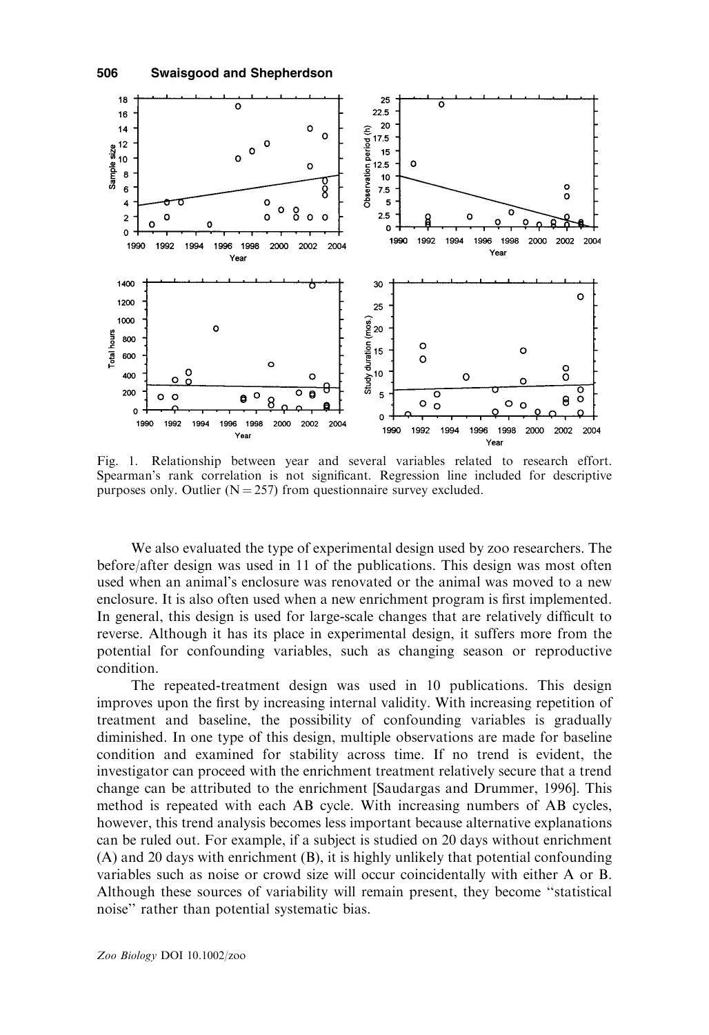Fig. 1. Relationship between year and several variables related to research effort. Spearman's rank correlation is not significant. Regression line included for descriptive purposes only. Outlier (N = 257) from questionnaire survey excluded.

We also evaluated the type of experimental design used by zoo researchers. The before/after design was used in 11 of the publications. This design was most often used when an animal's enclosure was renovated or the animal was moved to a new enclosure. It is also often used when a new enrichment program is first implemented. In general, this design is used for large-scale changes that are relatively difficult to reverse. Although it has its place in experimental design, it suffers more from the potential for confounding variables, such as changing season or reproductive condition.

The repeated-treatment design was used in 10 publications. This design improves upon the first by increasing internal validity. With increasing repetition of treatment and baseline, the possibility of confounding variables is gradually diminished. In one type of this design, multiple observations are made for baseline condition and examined for stability across time. If no trend is evident, the investigator can proceed with the enrichment treatment relatively secure that a trend change can be attributed to the enrichment [Saudargas and Drummer, 1996]. This method is repeated with each AB cycle. With increasing numbers of AB cycles, however, this trend analysis becomes less important because alternative explanations can be ruled out. For example, if a subject is studied on 20 days without enrichment (A) and 20 days with enrichment (B), it is highly unlikely that potential confounding variables such as noise or crowd size will occur coincidentally with either A or B. Although these sources of variability will remain present, they become "statistical noise" rather than potential systematic bias.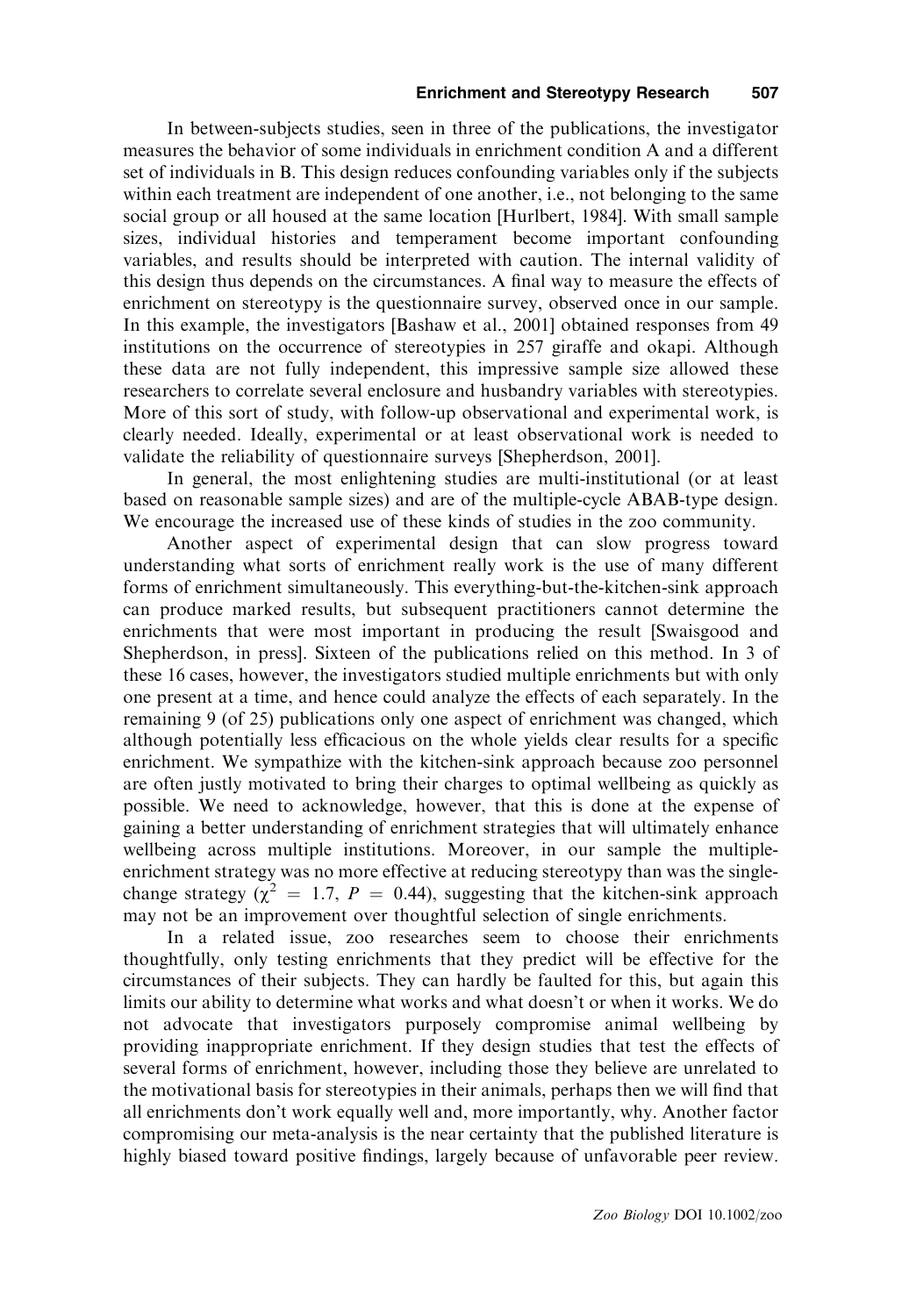In between-subjects studies, seen in three of the publications, the investigator measures the behavior of some individuals in enrichment condition A and a different set of individuals in B. This design reduces confounding variables only if the subjects within each treatment are independent of one another, i.e., not belonging to the same social group or all housed at the same location [Hurlbert, 1984]. With small sample sizes, individual histories and temperament become important confounding variables, and results should be interpreted with caution. The internal validity of this design thus depends on the circumstances. A final way to measure the effects of enrichment on stereotypy is the questionnaire survey, observed once in our sample. In this example, the investigators [Bashaw et al., 2001] obtained responses from 49 institutions on the occurrence of stereotypies in 257 giraffe and okapi. Although these data are not fully independent, this impressive sample size allowed these researchers to correlate several enclosure and husbandry variables with stereotypies. More of this sort of study, with follow-up observational and experimental work, is clearly needed. Ideally, experimental or at least observational work is needed to validate the reliability of questionnaire surveys [Shepherdson, 2001].

In general, the most enlightening studies are multi-institutional (or at least based on reasonable sample sizes) and are of the multiple-cycle ABAB-type design. We encourage the increased use of these kinds of studies in the zoo community.

Another aspect of experimental design that can slow progress toward understanding what sorts of enrichment really work is the use of many different forms of enrichment simultaneously. This everything-but-the-kitchen-sink approach can produce marked results, but subsequent practitioners cannot determine the enrichments that were most important in producing the result [Swaisgood and Shepherdson, in press]. Sixteen of the publications relied on this method. In 3 of these 16 cases, however, the investigators studied multiple enrichments but with only one present at a time, and hence could analyze the effects of each separately. In the remaining 9 (of 25) publications only one aspect of enrichment was changed, which although potentially less efficacious on the whole yields clear results for a specific enrichment. We sympathize with the kitchen-sink approach because zoo personnel are often justly motivated to bring their charges to optimal wellbeing as quickly as possible. We need to acknowledge, however, that this is done at the expense of gaining a better understanding of enrichment strategies that will ultimately enhance wellbeing across multiple institutions. Moreover, in our sample the multiple-enrichment strategy was no more effective at reducing stereotypy than was the single-change strategy ($\chi^2 = 1.7$, $P = 0.44$), suggesting that the kitchen-sink approach may not be an improvement over thoughtful selection of single enrichments.

In a related issue, zoo researches seem to choose their enrichments thoughtfully, only testing enrichments that they predict will be effective for the circumstances of their subjects. They can hardly be faulted for this, but again this limits our ability to determine what works and what doesn't or when it works. We do not advocate that investigators purposely compromise animal wellbeing by providing inappropriate enrichment. If they design studies that test the effects of several forms of enrichment, however, including those they believe are unrelated to the motivational basis for stereotypies in their animals, perhaps then we will find that all enrichments don't work equally well and, more importantly, why. Another factor compromising our meta-analysis is the near certainty that the published literature is highly biased toward positive findings, largely because of unfavorable peer review.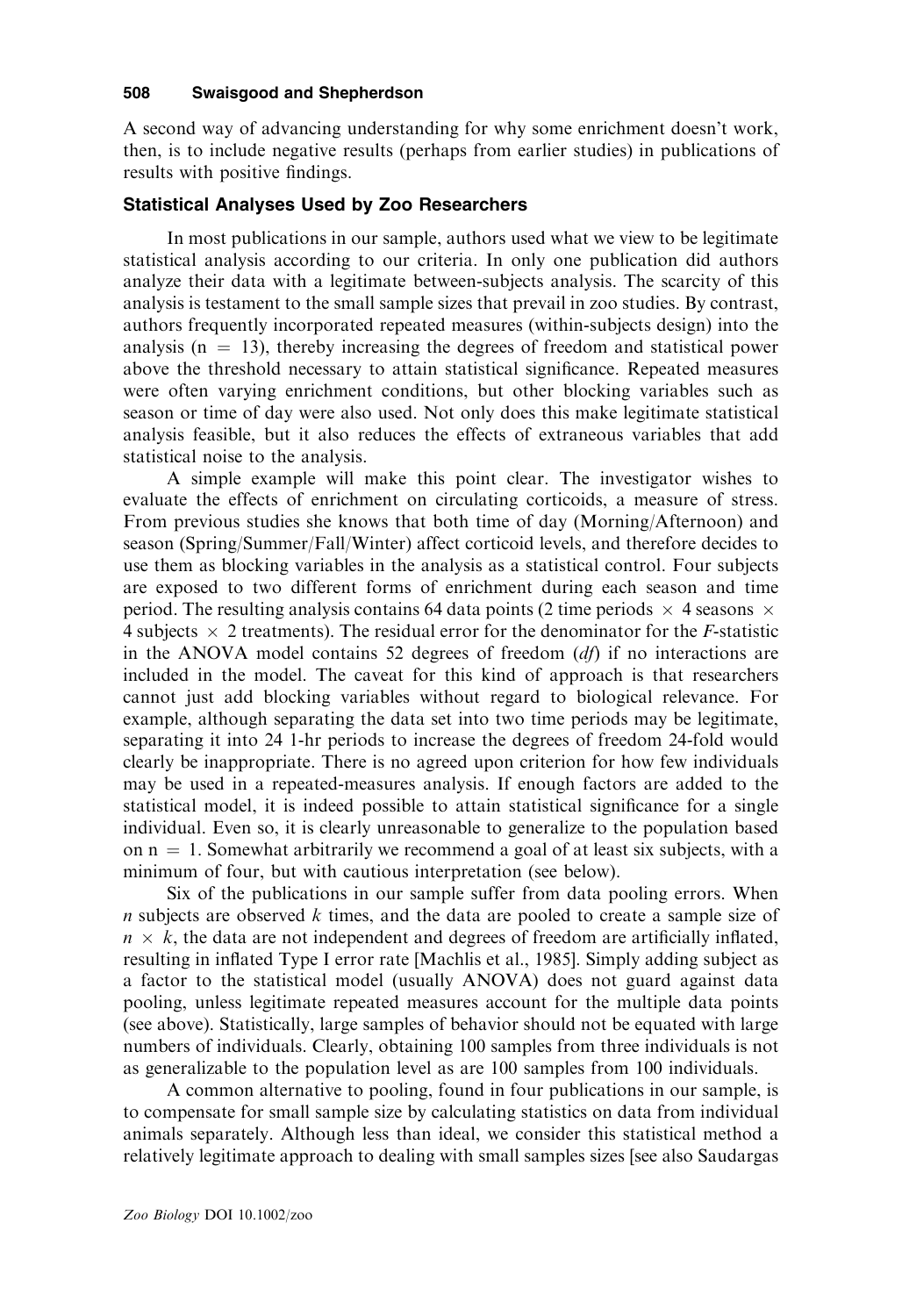A second way of advancing understanding for why some enrichment doesn't work, then, is to include negative results (perhaps from earlier studies) in publications of results with positive findings.

### Statistical Analyses Used by Zoo Researchers

In most publications in our sample, authors used what we view to be legitimate statistical analysis according to our criteria. In only one publication did authors analyze their data with a legitimate between-subjects analysis. The scarcity of this analysis is testament to the small sample sizes that prevail in zoo studies. By contrast, authors frequently incorporated repeated measures (within-subjects design) into the analysis ($n = 13$), thereby increasing the degrees of freedom and statistical power above the threshold necessary to attain statistical significance. Repeated measures were often varying enrichment conditions, but other blocking variables such as season or time of day were also used. Not only does this make legitimate statistical analysis feasible, but it also reduces the effects of extraneous variables that add statistical noise to the analysis.

A simple example will make this point clear. The investigator wishes to evaluate the effects of enrichment on circulating corticoids, a measure of stress. From previous studies she knows that both time of day (Morning/Afternoon) and season (Spring/Summer/Fall/Winter) affect corticoid levels, and therefore decides to use them as blocking variables in the analysis as a statistical control. Four subjects are exposed to two different forms of enrichment during each season and time period. The resulting analysis contains 64 data points (2 time periods $\times$ 4 seasons $\times$ 4 subjects $\times$ 2 treatments). The residual error for the denominator for the *F*-statistic in the ANOVA model contains 52 degrees of freedom (*df*) if no interactions are included in the model. The caveat for this kind of approach is that researchers cannot just add blocking variables without regard to biological relevance. For example, although separating the data set into two time periods may be legitimate, separating it into 24 1-hr periods to increase the degrees of freedom 24-fold would clearly be inappropriate. There is no agreed upon criterion for how few individuals may be used in a repeated-measures analysis. If enough factors are added to the statistical model, it is indeed possible to attain statistical significance for a single individual. Even so, it is clearly unreasonable to generalize to the population based on $n = 1$. Somewhat arbitrarily we recommend a goal of at least six subjects, with a minimum of four, but with cautious interpretation (see below).

Six of the publications in our sample suffer from data pooling errors. When $n$ subjects are observed $k$ times, and the data are pooled to create a sample size of $n \times k$, the data are not independent and degrees of freedom are artificially inflated, resulting in inflated Type I error rate [Machlis et al., 1985]. Simply adding subject as a factor to the statistical model (usually ANOVA) does not guard against data pooling, unless legitimate repeated measures account for the multiple data points (see above). Statistically, large samples of behavior should not be equated with large numbers of individuals. Clearly, obtaining 100 samples from three individuals is not as generalizable to the population level as are 100 samples from 100 individuals.

A common alternative to pooling, found in four publications in our sample, is to compensate for small sample size by calculating statistics on data from individual animals separately. Although less than ideal, we consider this statistical method a relatively legitimate approach to dealing with small samples sizes [see also Saudargas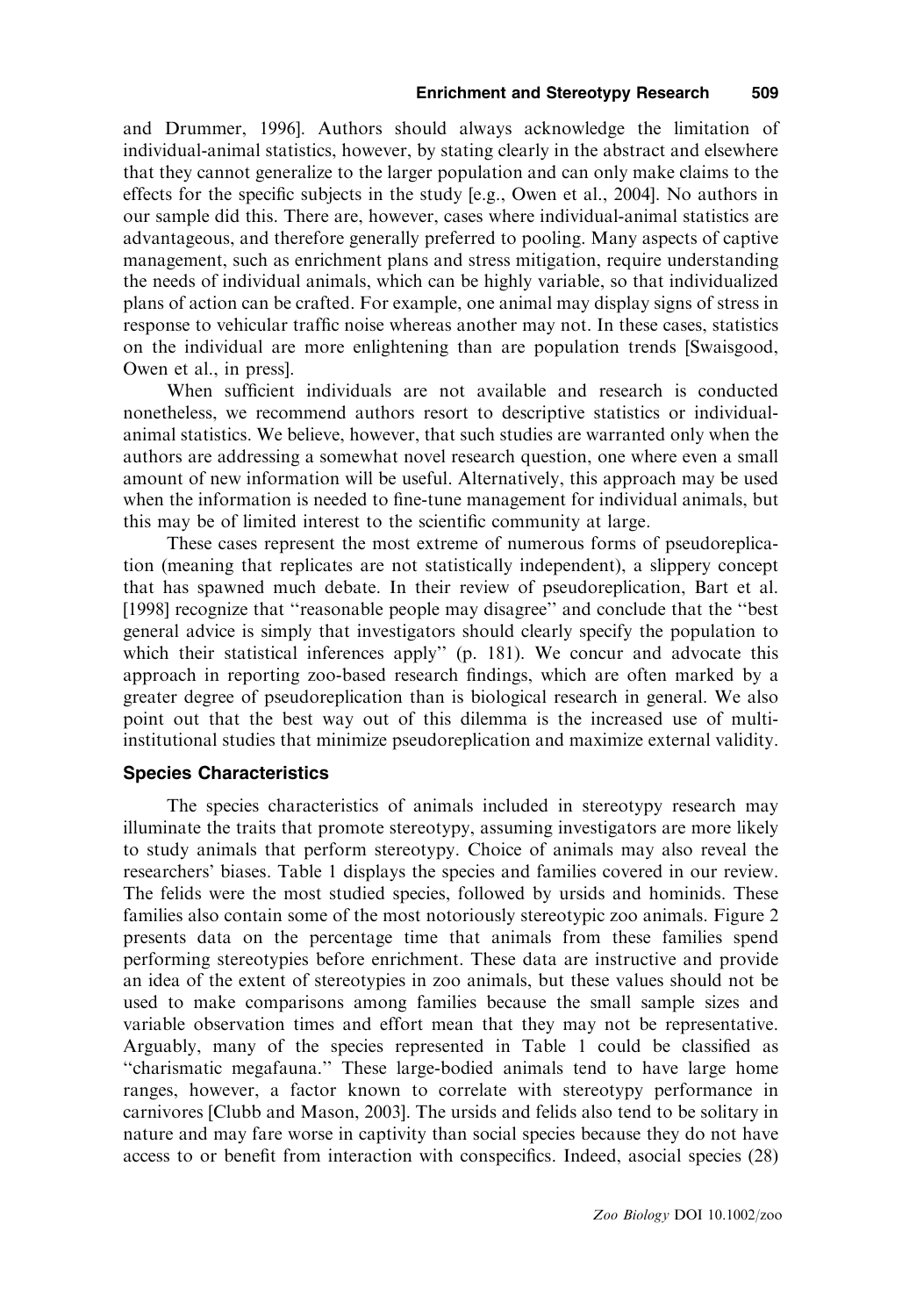and Drummer, 1996]. Authors should always acknowledge the limitation of individual-animal statistics, however, by stating clearly in the abstract and elsewhere that they cannot generalize to the larger population and can only make claims to the effects for the specific subjects in the study [e.g., Owen et al., 2004]. No authors in our sample did this. There are, however, cases where individual-animal statistics are advantageous, and therefore generally preferred to pooling. Many aspects of captive management, such as enrichment plans and stress mitigation, require understanding the needs of individual animals, which can be highly variable, so that individualized plans of action can be crafted. For example, one animal may display signs of stress in response to vehicular traffic noise whereas another may not. In these cases, statistics on the individual are more enlightening than are population trends [Swaisgood, Owen et al., in press].

When sufficient individuals are not available and research is conducted nonetheless, we recommend authors resort to descriptive statistics or individual-animal statistics. We believe, however, that such studies are warranted only when the authors are addressing a somewhat novel research question, one where even a small amount of new information will be useful. Alternatively, this approach may be used when the information is needed to fine-tune management for individual animals, but this may be of limited interest to the scientific community at large.

These cases represent the most extreme of numerous forms of pseudoreplication (meaning that replicates are not statistically independent), a slippery concept that has spawned much debate. In their review of pseudoreplication, Bart et al. [1998] recognize that "reasonable people may disagree" and conclude that the "best general advice is simply that investigators should clearly specify the population to which their statistical inferences apply" (p. 181). We concur and advocate this approach in reporting zoo-based research findings, which are often marked by a greater degree of pseudoreplication than is biological research in general. We also point out that the best way out of this dilemma is the increased use of multi-institutional studies that minimize pseudoreplication and maximize external validity.

### Species Characteristics

The species characteristics of animals included in stereotypy research may illuminate the traits that promote stereotypy, assuming investigators are more likely to study animals that perform stereotypy. Choice of animals may also reveal the researchers' biases. Table 1 displays the species and families covered in our review. The felids were the most studied species, followed by ursids and hominids. These families also contain some of the most notoriously stereotypic zoo animals. Figure 2 presents data on the percentage time that animals from these families spend performing stereotypies before enrichment. These data are instructive and provide an idea of the extent of stereotypies in zoo animals, but these values should not be used to make comparisons among families because the small sample sizes and variable observation times and effort mean that they may not be representative. Arguably, many of the species represented in Table 1 could be classified as "charismatic megafauna." These large-bodied animals tend to have large home ranges, however, a factor known to correlate with stereotypy performance in carnivores [Clubb and Mason, 2003]. The ursids and felids also tend to be solitary in nature and may fare worse in captivity than social species because they do not have access to or benefit from interaction with conspecifics. Indeed, asocial species (28)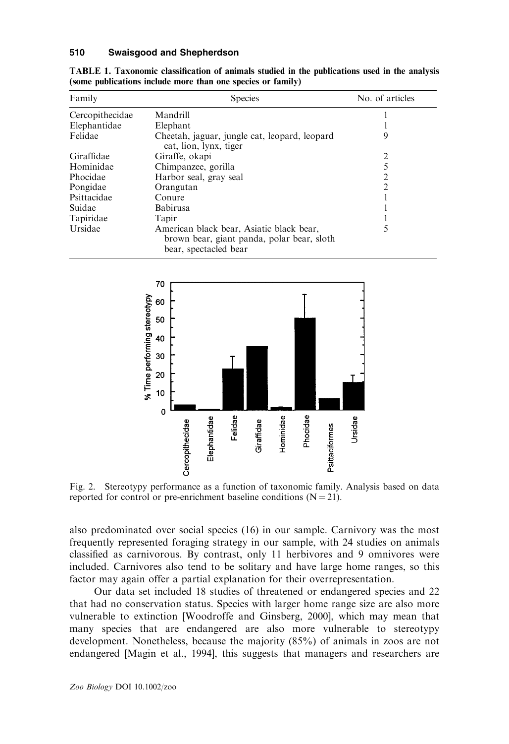TABLE 1. Taxonomic classification of animals studied in the publications used in the analysis (some publications include more than one species or family)

| Family | Species | No. of articles |
|---|---|---|
| Cercopithecidae | Mandrill | 1 |
| Elephantidae | Elephant | 1 |
| Felidae | Cheetah, jaguar, jungle cat, leopard, leopard cat, lion, lynx, tiger | 9 |
| Giraffidae | Giraffe, okapi | 2 |
| Hominidae | Chimpanzee, gorilla | 5 |
| Phocidae | Harbor seal, gray seal | 2 |
| Pongidae | Orangutan | 2 |
| Psittacidae | Conure | 1 |
| Suidae | Babirusa | 1 |
| Tapiridae | Tapir | 1 |
| Ursidae | American black bear, Asiatic black bear, brown bear, giant panda, polar bear, sloth bear, spectacled bear | 5 |

Fig. 2. Stereotypy performance as a function of taxonomic family. Analysis based on data reported for control or pre-enrichment baseline conditions (N = 21).

also predominated over social species (16) in our sample. Carnivory was the most frequently represented foraging strategy in our sample, with 24 studies on animals classified as carnivorous. By contrast, only 11 herbivores and 9 omnivores were included. Carnivores also tend to be solitary and have large home ranges, so this factor may again offer a partial explanation for their overrepresentation.

Our data set included 18 studies of threatened or endangered species and 22 that had no conservation status. Species with larger home range size are also more vulnerable to extinction [Woodroffe and Ginsberg, 2000], which may mean that many species that are endangered are also more vulnerable to stereotypy development. Nonetheless, because the majority (85%) of animals in zoos are not endangered [Magin et al., 1994], this suggests that managers and researchers are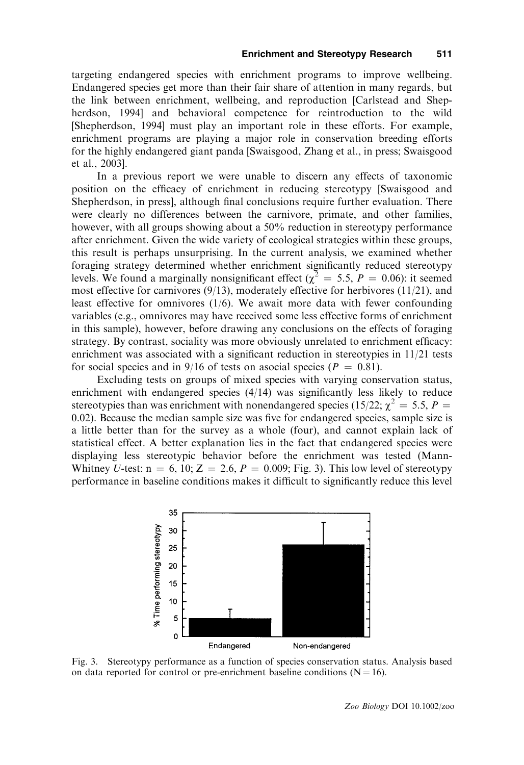targeting endangered species with enrichment programs to improve wellbeing. Endangered species get more than their fair share of attention in many regards, but the link between enrichment, wellbeing, and reproduction [Carlstead and Shepherdson, 1994] and behavioral competence for reintroduction to the wild [Shepherdson, 1994] must play an important role in these efforts. For example, enrichment programs are playing a major role in conservation breeding efforts for the highly endangered giant panda [Swaisgood, Zhang et al., in press; Swaisgood et al., 2003].

In a previous report we were unable to discern any effects of taxonomic position on the efficacy of enrichment in reducing stereotypy [Swaisgood and Shepherdson, in press], although final conclusions require further evaluation. There were clearly no differences between the carnivore, primate, and other families, however, with all groups showing about a 50% reduction in stereotypy performance after enrichment. Given the wide variety of ecological strategies within these groups, this result is perhaps unsurprising. In the current analysis, we examined whether foraging strategy determined whether enrichment significantly reduced stereotypy levels. We found a marginally nonsignificant effect ($\chi^2 = 5.5$, $P = 0.06$): it seemed most effective for carnivores (9/13), moderately effective for herbivores (11/21), and least effective for omnivores (1/6). We await more data with fewer confounding variables (e.g., omnivores may have received some less effective forms of enrichment in this sample), however, before drawing any conclusions on the effects of foraging strategy. By contrast, sociality was more obviously unrelated to enrichment efficacy: enrichment was associated with a significant reduction in stereotypies in 11/21 tests for social species and in 9/16 of tests on asocial species ($P = 0.81$).

Excluding tests on groups of mixed species with varying conservation status, enrichment with endangered species (4/14) was significantly less likely to reduce stereotypies than was enrichment with nonendangered species (15/22; $\chi^2 = 5.5$, $P = 0.02$). Because the median sample size was five for endangered species, sample size is a little better than for the survey as a whole (four), and cannot explain lack of statistical effect. A better explanation lies in the fact that endangered species were displaying less stereotypic behavior before the enrichment was tested (Mann-Whitney $U$-test: n = 6, 10; Z = 2.6, $P = 0.009$; Fig. 3). This low level of stereotypy performance in baseline conditions makes it difficult to significantly reduce this level

Fig. 3. Stereotypy performance as a function of species conservation status. Analysis based on data reported for control or pre-enrichment baseline conditions (N = 16).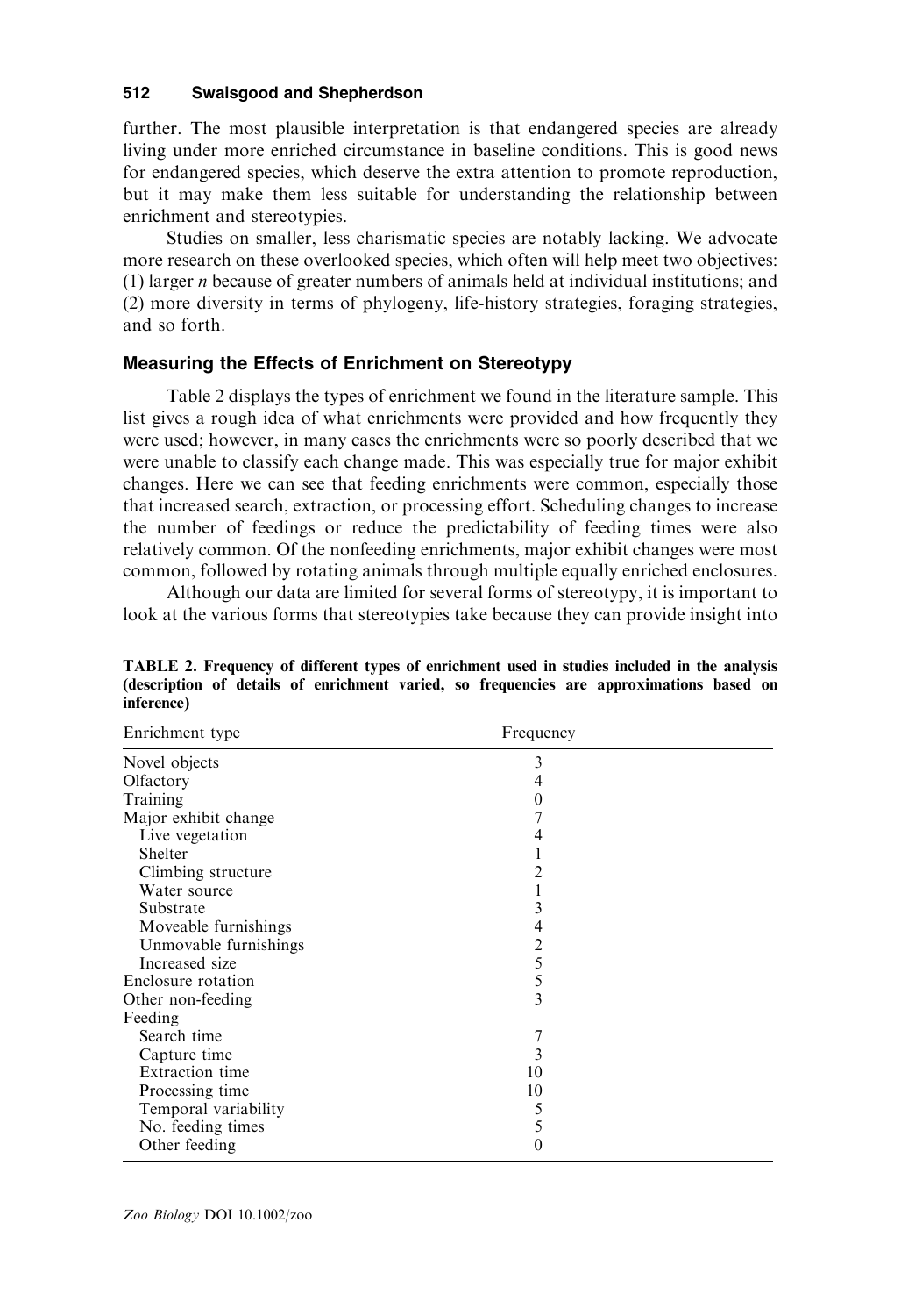further. The most plausible interpretation is that endangered species are already living under more enriched circumstance in baseline conditions. This is good news for endangered species, which deserve the extra attention to promote reproduction, but it may make them less suitable for understanding the relationship between enrichment and stereotypies.

Studies on smaller, less charismatic species are notably lacking. We advocate more research on these overlooked species, which often will help meet two objectives: (1) larger *n* because of greater numbers of animals held at individual institutions; and (2) more diversity in terms of phylogeny, life-history strategies, foraging strategies, and so forth.

### Measuring the Effects of Enrichment on Stereotypy

Table 2 displays the types of enrichment we found in the literature sample. This list gives a rough idea of what enrichments were provided and how frequently they were used; however, in many cases the enrichments were so poorly described that we were unable to classify each change made. This was especially true for major exhibit changes. Here we can see that feeding enrichments were common, especially those that increased search, extraction, or processing effort. Scheduling changes to increase the number of feedings or reduce the predictability of feeding times were also relatively common. Of the nonfeeding enrichments, major exhibit changes were most common, followed by rotating animals through multiple equally enriched enclosures.

Although our data are limited for several forms of stereotypy, it is important to look at the various forms that stereotypies take because they can provide insight into

**TABLE 2. Frequency of different types of enrichment used in studies included in the analysis (description of details of enrichment varied, so frequencies are approximations based on inference)**

| Enrichment type | Frequency |
|---|---|
| Novel objects | 3 |
| Olfactory | 4 |
| Training | 0 |
| Major exhibit change | 7 |
| Live vegetation | 4 |
| Shelter | 1 |
| Climbing structure | 2 |
| Water source | 1 |
| Substrate | 3 |
| Moveable furnishings | 4 |
| Unmovable furnishings | 2 |
| Increased size | 5 |
| Enclosure rotation | 5 |
| Other non-feeding | 3 |
| Feeding | |
| Search time | 7 |
| Capture time | 3 |
| Extraction time | 10 |
| Processing time | 10 |
| Temporal variability | 5 |
| No. feeding times | 5 |
| Other feeding | 0 |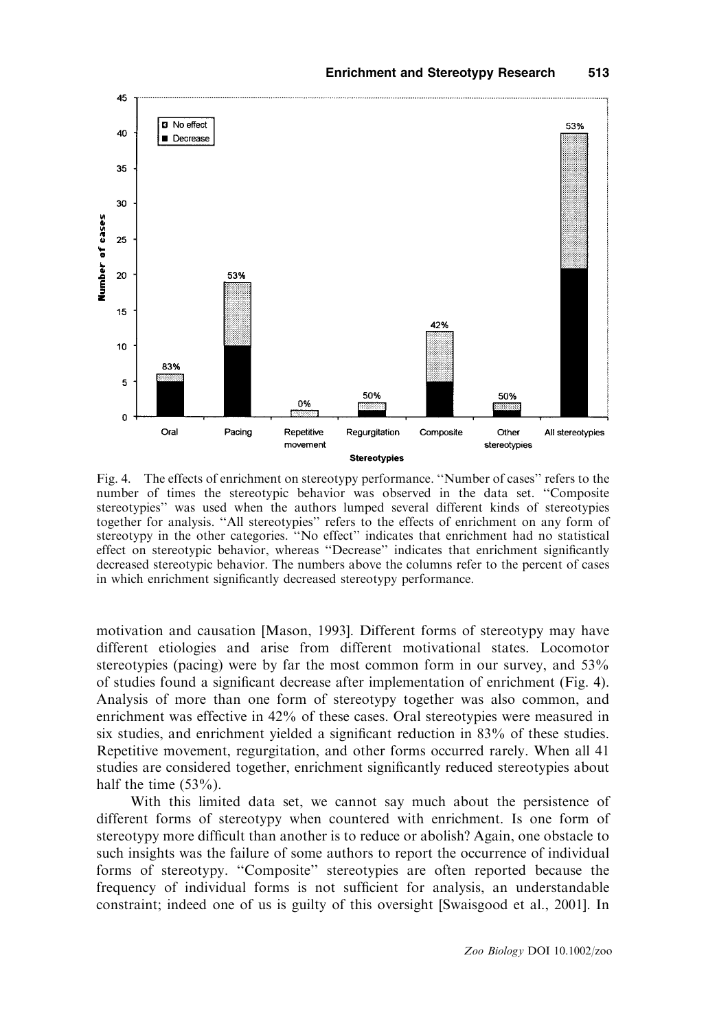Fig. 4. The effects of enrichment on stereotypy performance. ''Number of cases'' refers to the number of times the stereotypic behavior was observed in the data set. ''Composite stereotypies'' was used when the authors lumped several different kinds of stereotypies together for analysis. ''All stereotypies'' refers to the effects of enrichment on any form of stereotypy in the other categories. ''No effect'' indicates that enrichment had no statistical effect on stereotypic behavior, whereas ''Decrease'' indicates that enrichment significantly decreased stereotypic behavior. The numbers above the columns refer to the percent of cases in which enrichment significantly decreased stereotypy performance.

motivation and causation [Mason, 1993]. Different forms of stereotypy may have different etiologies and arise from different motivational states. Locomotor stereotypies (pacing) were by far the most common form in our survey, and 53% of studies found a significant decrease after implementation of enrichment (Fig. 4). Analysis of more than one form of stereotypy together was also common, and enrichment was effective in 42% of these cases. Oral stereotypies were measured in six studies, and enrichment yielded a significant reduction in 83% of these studies. Repetitive movement, regurgitation, and other forms occurred rarely. When all 41 studies are considered together, enrichment significantly reduced stereotypies about half the time (53%).

With this limited data set, we cannot say much about the persistence of different forms of stereotypy when countered with enrichment. Is one form of stereotypy more difficult than another is to reduce or abolish? Again, one obstacle to such insights was the failure of some authors to report the occurrence of individual forms of stereotypy. ''Composite'' stereotypies are often reported because the frequency of individual forms is not sufficient for analysis, an understandable constraint; indeed one of us is guilty of this oversight [Swaisgood et al., 2001]. In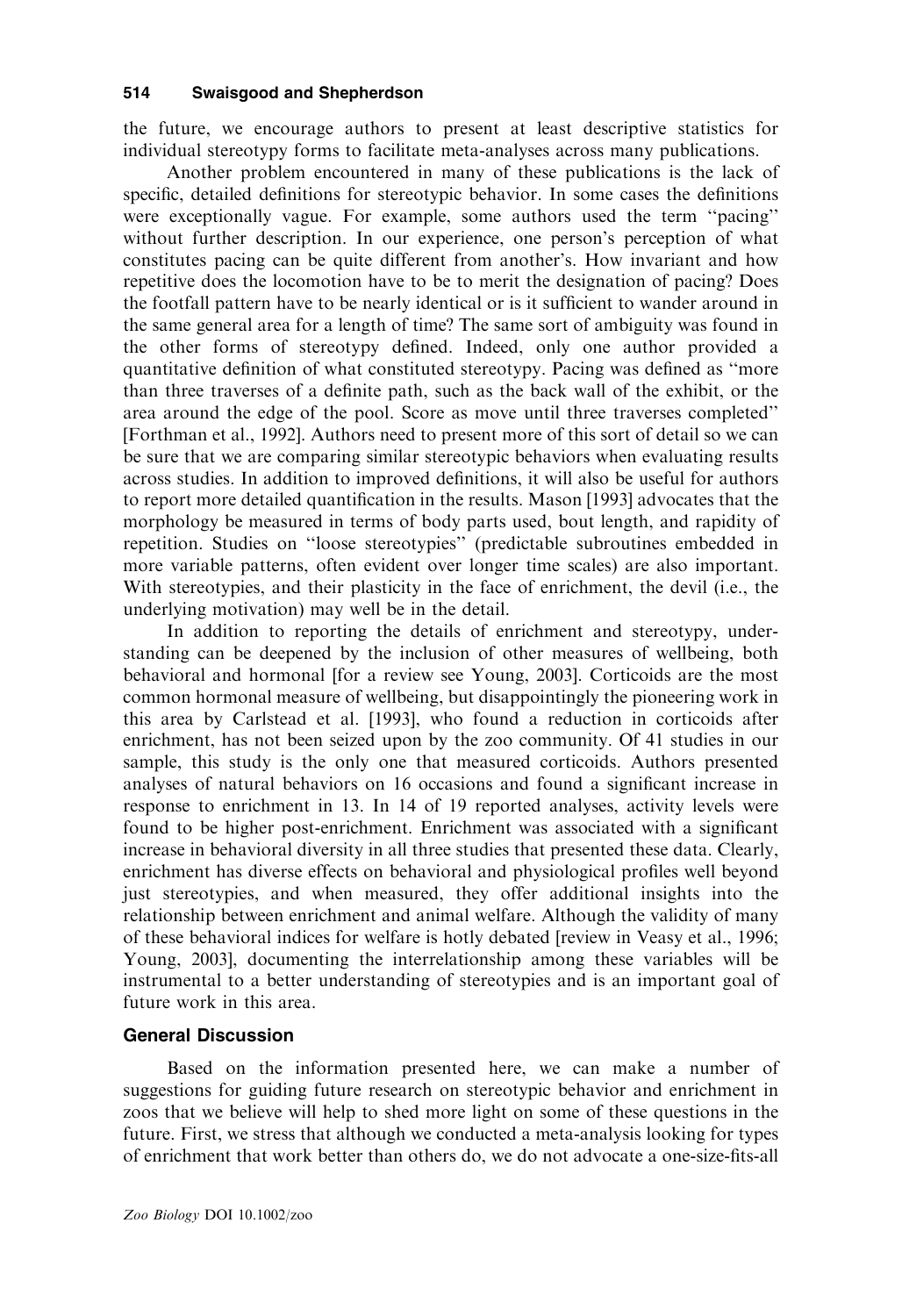the future, we encourage authors to present at least descriptive statistics for individual stereotypy forms to facilitate meta-analyses across many publications.

Another problem encountered in many of these publications is the lack of specific, detailed definitions for stereotypic behavior. In some cases the definitions were exceptionally vague. For example, some authors used the term "pacing" without further description. In our experience, one person's perception of what constitutes pacing can be quite different from another's. How invariant and how repetitive does the locomotion have to be to merit the designation of pacing? Does the footfall pattern have to be nearly identical or is it sufficient to wander around in the same general area for a length of time? The same sort of ambiguity was found in the other forms of stereotypy defined. Indeed, only one author provided a quantitative definition of what constituted stereotypy. Pacing was defined as "more than three traverses of a definite path, such as the back wall of the exhibit, or the area around the edge of the pool. Score as move until three traverses completed" [Forthman et al., 1992]. Authors need to present more of this sort of detail so we can be sure that we are comparing similar stereotypic behaviors when evaluating results across studies. In addition to improved definitions, it will also be useful for authors to report more detailed quantification in the results. Mason [1993] advocates that the morphology be measured in terms of body parts used, bout length, and rapidity of repetition. Studies on "loose stereotypies" (predictable subroutines embedded in more variable patterns, often evident over longer time scales) are also important. With stereotypies, and their plasticity in the face of enrichment, the devil (i.e., the underlying motivation) may well be in the detail.

In addition to reporting the details of enrichment and stereotypy, understanding can be deepened by the inclusion of other measures of wellbeing, both behavioral and hormonal [for a review see Young, 2003]. Corticoids are the most common hormonal measure of wellbeing, but disappointingly the pioneering work in this area by Carlstead et al. [1993], who found a reduction in corticoids after enrichment, has not been seized upon by the zoo community. Of 41 studies in our sample, this study is the only one that measured corticoids. Authors presented analyses of natural behaviors on 16 occasions and found a significant increase in response to enrichment in 13. In 14 of 19 reported analyses, activity levels were found to be higher post-enrichment. Enrichment was associated with a significant increase in behavioral diversity in all three studies that presented these data. Clearly, enrichment has diverse effects on behavioral and physiological profiles well beyond just stereotypies, and when measured, they offer additional insights into the relationship between enrichment and animal welfare. Although the validity of many of these behavioral indices for welfare is hotly debated [review in Veasy et al., 1996; Young, 2003], documenting the interrelationship among these variables will be instrumental to a better understanding of stereotypies and is an important goal of future work in this area.

## General Discussion

Based on the information presented here, we can make a number of suggestions for guiding future research on stereotypic behavior and enrichment in zoos that we believe will help to shed more light on some of these questions in the future. First, we stress that although we conducted a meta-analysis looking for types of enrichment that work better than others do, we do not advocate a one-size-fits-all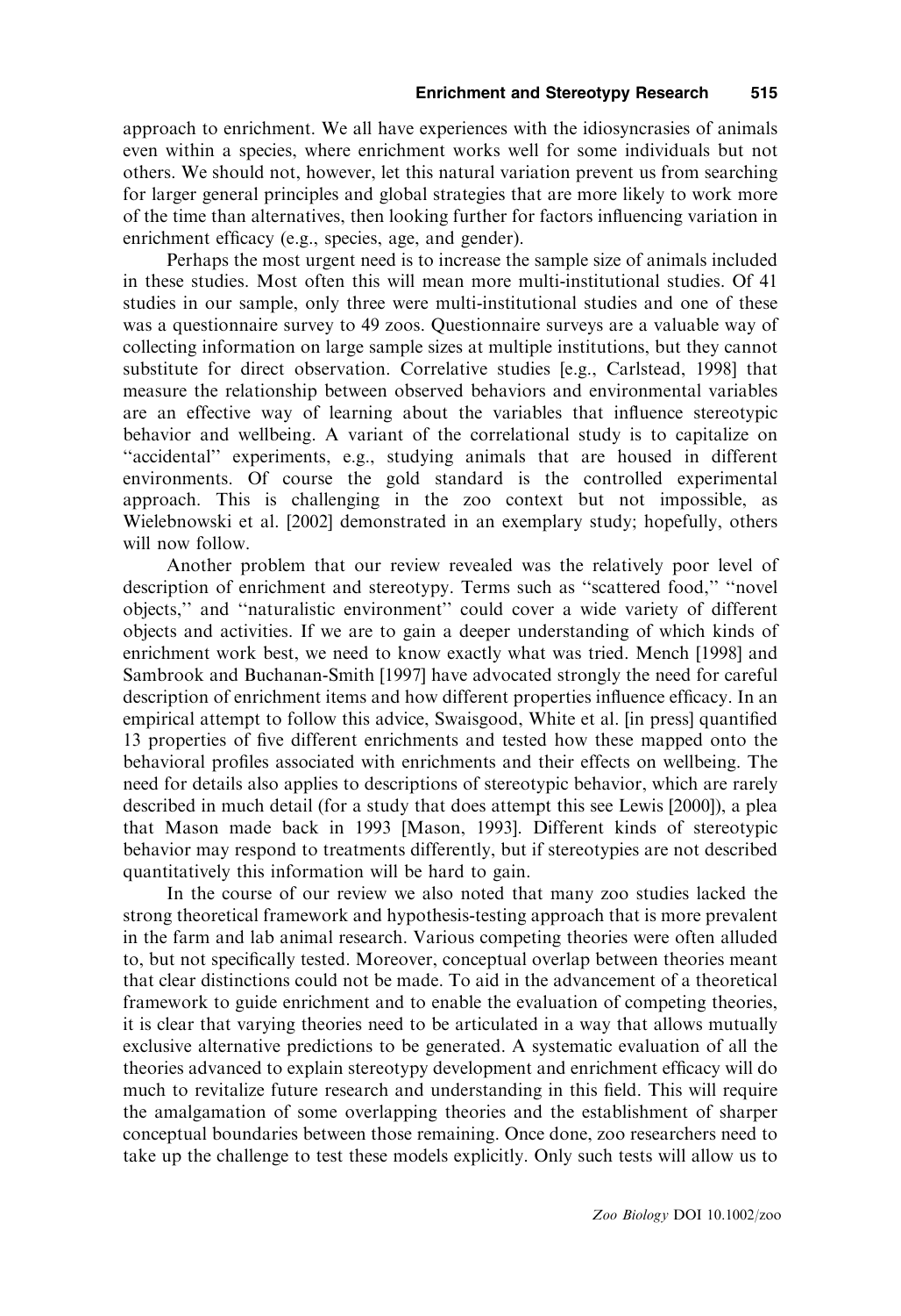approach to enrichment. We all have experiences with the idiosyncrasies of animals even within a species, where enrichment works well for some individuals but not others. We should not, however, let this natural variation prevent us from searching for larger general principles and global strategies that are more likely to work more of the time than alternatives, then looking further for factors influencing variation in enrichment efficacy (e.g., species, age, and gender).

Perhaps the most urgent need is to increase the sample size of animals included in these studies. Most often this will mean more multi-institutional studies. Of 41 studies in our sample, only three were multi-institutional studies and one of these was a questionnaire survey to 49 zoos. Questionnaire surveys are a valuable way of collecting information on large sample sizes at multiple institutions, but they cannot substitute for direct observation. Correlative studies [e.g., Carlstead, 1998] that measure the relationship between observed behaviors and environmental variables are an effective way of learning about the variables that influence stereotypic behavior and wellbeing. A variant of the correlational study is to capitalize on "accidental" experiments, e.g., studying animals that are housed in different environments. Of course the gold standard is the controlled experimental approach. This is challenging in the zoo context but not impossible, as Wielebnowski et al. [2002] demonstrated in an exemplary study; hopefully, others will now follow.

Another problem that our review revealed was the relatively poor level of description of enrichment and stereotypy. Terms such as "scattered food," "novel objects," and "naturalistic environment" could cover a wide variety of different objects and activities. If we are to gain a deeper understanding of which kinds of enrichment work best, we need to know exactly what was tried. Mench [1998] and Sambrook and Buchanan-Smith [1997] have advocated strongly the need for careful description of enrichment items and how different properties influence efficacy. In an empirical attempt to follow this advice, Swaisgood, White et al. [in press] quantified 13 properties of five different enrichments and tested how these mapped onto the behavioral profiles associated with enrichments and their effects on wellbeing. The need for details also applies to descriptions of stereotypic behavior, which are rarely described in much detail (for a study that does attempt this see Lewis [2000]), a plea that Mason made back in 1993 [Mason, 1993]. Different kinds of stereotypic behavior may respond to treatments differently, but if stereotypies are not described quantitatively this information will be hard to gain.

In the course of our review we also noted that many zoo studies lacked the strong theoretical framework and hypothesis-testing approach that is more prevalent in the farm and lab animal research. Various competing theories were often alluded to, but not specifically tested. Moreover, conceptual overlap between theories meant that clear distinctions could not be made. To aid in the advancement of a theoretical framework to guide enrichment and to enable the evaluation of competing theories, it is clear that varying theories need to be articulated in a way that allows mutually exclusive alternative predictions to be generated. A systematic evaluation of all the theories advanced to explain stereotypy development and enrichment efficacy will do much to revitalize future research and understanding in this field. This will require the amalgamation of some overlapping theories and the establishment of sharper conceptual boundaries between those remaining. Once done, zoo researchers need to take up the challenge to test these models explicitly. Only such tests will allow us to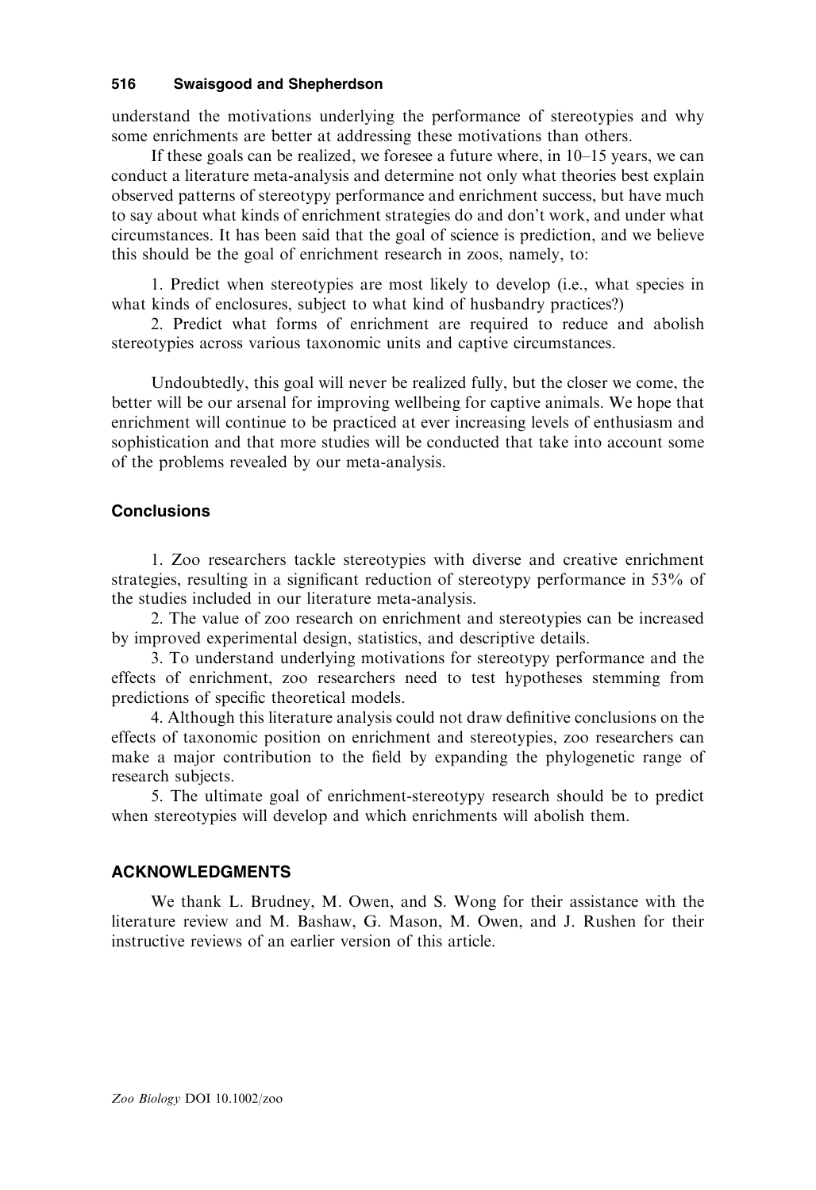understand the motivations underlying the performance of stereotypies and why some enrichments are better at addressing these motivations than others.

If these goals can be realized, we foresee a future where, in 10–15 years, we can conduct a literature meta-analysis and determine not only what theories best explain observed patterns of stereotypy performance and enrichment success, but have much to say about what kinds of enrichment strategies do and don't work, and under what circumstances. It has been said that the goal of science is prediction, and we believe this should be the goal of enrichment research in zoos, namely, to:

1. Predict when stereotypies are most likely to develop (i.e., what species in what kinds of enclosures, subject to what kind of husbandry practices?)
2. Predict what forms of enrichment are required to reduce and abolish stereotypies across various taxonomic units and captive circumstances.

Undoubtedly, this goal will never be realized fully, but the closer we come, the better will be our arsenal for improving wellbeing for captive animals. We hope that enrichment will continue to be practiced at ever increasing levels of enthusiasm and sophistication and that more studies will be conducted that take into account some of the problems revealed by our meta-analysis.

### Conclusions

1. Zoo researchers tackle stereotypies with diverse and creative enrichment strategies, resulting in a significant reduction of stereotypy performance in 53% of the studies included in our literature meta-analysis.
2. The value of zoo research on enrichment and stereotypies can be increased by improved experimental design, statistics, and descriptive details.
3. To understand underlying motivations for stereotypy performance and the effects of enrichment, zoo researchers need to test hypotheses stemming from predictions of specific theoretical models.
4. Although this literature analysis could not draw definitive conclusions on the effects of taxonomic position on enrichment and stereotypies, zoo researchers can make a major contribution to the field by expanding the phylogenetic range of research subjects.
5. The ultimate goal of enrichment-stereotypy research should be to predict when stereotypies will develop and which enrichments will abolish them.

## ACKNOWLEDGMENTS

We thank L. Brudney, M. Owen, and S. Wong for their assistance with the literature review and M. Bashaw, G. Mason, M. Owen, and J. Rushen for their instructive reviews of an earlier version of this article.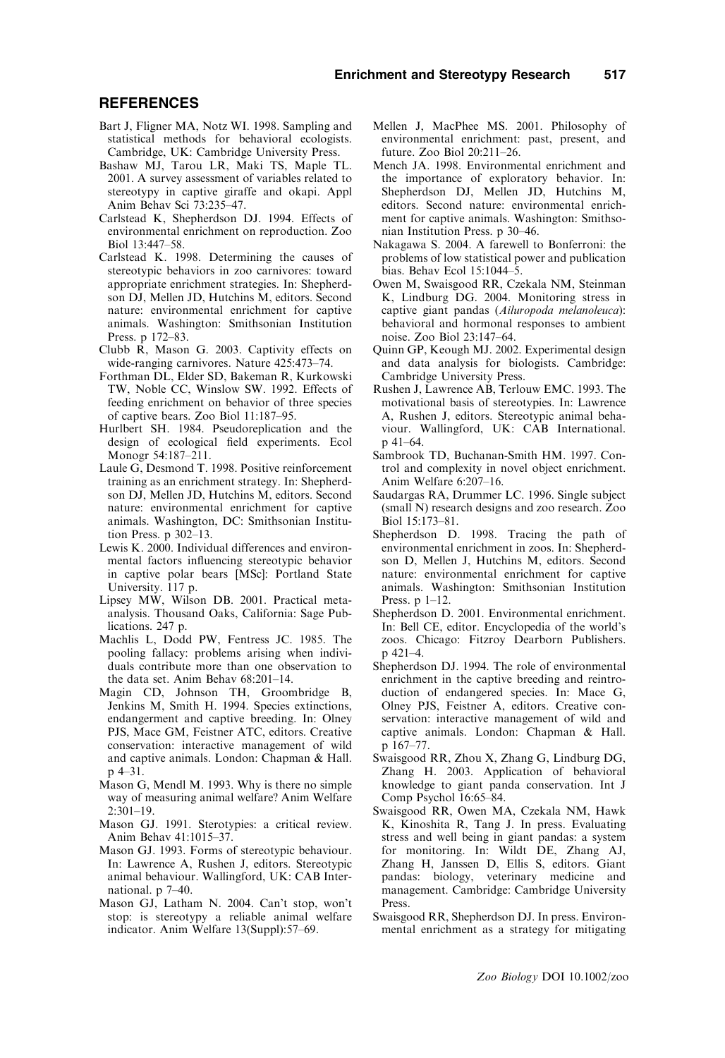## REFERENCES

Bart J, Fligner MA, Notz WI. 1998. Sampling and statistical methods for behavioral ecologists. Cambridge, UK: Cambridge University Press.

Bashaw MJ, Tarou LR, Maki TS, Maple TL. 2001. A survey assessment of variables related to stereotypy in captive giraffe and okapi. Appl Anim Behav Sci 73:235–47.

Carlstead K, Shepherdson DJ. 1994. Effects of environmental enrichment on reproduction. Zoo Biol 13:447–58.

Carlstead K. 1998. Determining the causes of stereotypic behaviors in zoo carnivores: toward appropriate enrichment strategies. In: Shepherdson DJ, Mellen JD, Hutchins M, editors. Second nature: environmental enrichment for captive animals. Washington: Smithsonian Institution Press. p 172–83.

Clubb R, Mason G. 2003. Captivity effects on wide-ranging carnivores. Nature 425:473–74.

Forthman DL, Elder SD, Bakeman R, Kurkowski TW, Noble CC, Winslow SW. 1992. Effects of feeding enrichment on behavior of three species of captive bears. Zoo Biol 11:187–95.

Hurlbert SH. 1984. Pseudoreplication and the design of ecological field experiments. Ecol Monogr 54:187–211.

Laule G, Desmond T. 1998. Positive reinforcement training as an enrichment strategy. In: Shepherdson DJ, Mellen JD, Hutchins M, editors. Second nature: environmental enrichment for captive animals. Washington, DC: Smithsonian Institution Press. p 302–13.

Lewis K. 2000. Individual differences and environmental factors influencing stereotypic behavior in captive polar bears [MSc]: Portland State University. 117 p.

Lipsey MW, Wilson DB. 2001. Practical meta-analysis. Thousand Oaks, California: Sage Publications. 247 p.

Machlis L, Dodd PW, Fentress JC. 1985. The pooling fallacy: problems arising when individuals contribute more than one observation to the data set. Anim Behav 68:201–14.

Magin CD, Johnson TH, Groombridge B, Jenkins M, Smith H. 1994. Species extinctions, endangerment and captive breeding. In: Olney PJS, Mace GM, Feistner ATC, editors. Creative conservation: interactive management of wild and captive animals. London: Chapman & Hall. p 4–31.

Mason G, Mendl M. 1993. Why is there no simple way of measuring animal welfare? Anim Welfare 2:301–19.

Mason GJ. 1991. Sterotypies: a critical review. Anim Behav 41:1015–37.

Mason GJ. 1993. Forms of stereotypic behaviour. In: Lawrence A, Rushen J, editors. Stereotypic animal behaviour. Wallingford, UK: CAB International. p 7–40.

Mason GJ, Latham N. 2004. Can't stop, won't stop: is stereotypy a reliable animal welfare indicator. Anim Welfare 13(Suppl):57–69.

Mellen J, MacPhee MS. 2001. Philosophy of environmental enrichment: past, present, and future. Zoo Biol 20:211–26.

Mench JA. 1998. Environmental enrichment and the importance of exploratory behavior. In: Shepherdson DJ, Mellen JD, Hutchins M, editors. Second nature: environmental enrichment for captive animals. Washington: Smithsonian Institution Press. p 30–46.

Nakagawa S. 2004. A farewell to Bonferroni: the problems of low statistical power and publication bias. Behav Ecol 15:1044–5.

Owen M, Swaisgood RR, Czekala NM, Steinman K, Lindburg DG. 2004. Monitoring stress in captive giant pandas (*Ailuropoda melanoleuca*): behavioral and hormonal responses to ambient noise. Zoo Biol 23:147–64.

Quinn GP, Keough MJ. 2002. Experimental design and data analysis for biologists. Cambridge: Cambridge University Press.

Rushen J, Lawrence AB, Terlouw EMC. 1993. The motivational basis of stereotypies. In: Lawrence A, Rushen J, editors. Stereotypic animal behaviour. Wallingford, UK: CAB International. p 41–64.

Sambrook TD, Buchanan-Smith HM. 1997. Control and complexity in novel object enrichment. Anim Welfare 6:207–16.

Saudargas RA, Drummer LC. 1996. Single subject (small N) research designs and zoo research. Zoo Biol 15:173–81.

Shepherdson D. 1998. Tracing the path of environmental enrichment in zoos. In: Shepherdson D, Mellen J, Hutchins M, editors. Second nature: environmental enrichment for captive animals. Washington: Smithsonian Institution Press. p 1–12.

Shepherdson D. 2001. Environmental enrichment. In: Bell CE, editor. Encyclopedia of the world's zoos. Chicago: Fitzroy Dearborn Publishers. p 421–4.

Shepherdson DJ. 1994. The role of environmental enrichment in the captive breeding and reintroduction of endangered species. In: Mace G, Olney PJS, Feistner A, editors. Creative conservation: interactive management of wild and captive animals. London: Chapman & Hall. p 167–77.

Swaisgood RR, Zhou X, Zhang G, Lindburg DG, Zhang H. 2003. Application of behavioral knowledge to giant panda conservation. Int J Comp Psychol 16:65–84.

Swaisgood RR, Owen MA, Czekala NM, Hawk K, Kinoshita R, Tang J. In press. Evaluating stress and well being in giant pandas: a system for monitoring. In: Wildt DE, Zhang AJ, Zhang H, Janssen D, Ellis S, editors. Giant pandas: biology, veterinary medicine and management. Cambridge: Cambridge University Press.

Swaisgood RR, Shepherdson DJ. In press. Environmental enrichment as a strategy for mitigating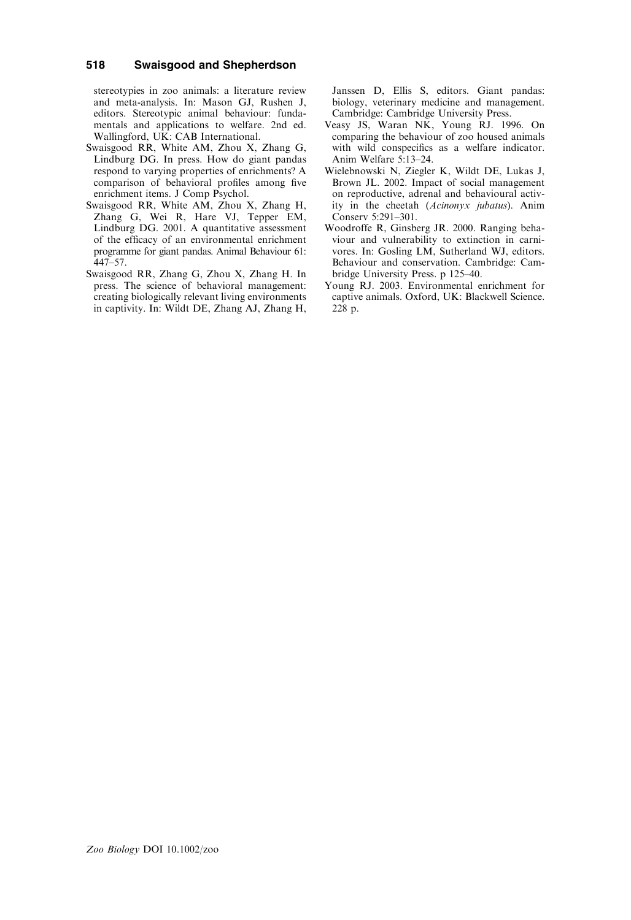stereotypies in zoo animals: a literature review and meta-analysis. In: Mason GJ, Rushen J, editors. Stereotypic animal behaviour: fundamentals and applications to welfare. 2nd ed. Wallingford, UK: CAB International.

Swaisgood RR, White AM, Zhou X, Zhang G, Lindburg DG. In press. How do giant pandas respond to varying properties of enrichments? A comparison of behavioral profiles among five enrichment items. J Comp Psychol.

Swaisgood RR, White AM, Zhou X, Zhang H, Zhang G, Wei R, Hare VJ, Tepper EM, Lindburg DG. 2001. A quantitative assessment of the efficacy of an environmental enrichment programme for giant pandas. Animal Behaviour 61: 447–57.

Swaisgood RR, Zhang G, Zhou X, Zhang H. In press. The science of behavioral management: creating biologically relevant living environments in captivity. In: Wildt DE, Zhang AJ, Zhang H, Janssen D, Ellis S, editors. Giant pandas: biology, veterinary medicine and management. Cambridge: Cambridge University Press.

Veasy JS, Waran NK, Young RJ. 1996. On comparing the behaviour of zoo housed animals with wild conspecifics as a welfare indicator. Anim Welfare 5:13–24.

Wielebnowski N, Ziegler K, Wildt DE, Lukas J, Brown JL. 2002. Impact of social management on reproductive, adrenal and behavioural activity in the cheetah (*Acinonyx jubatus*). Anim Conserv 5:291–301.

Woodroffe R, Ginsberg JR. 2000. Ranging behaviour and vulnerability to extinction in carnivores. In: Gosling LM, Sutherland WJ, editors. Behaviour and conservation. Cambridge: Cambridge University Press. p 125–40.

Young RJ. 2003. Environmental enrichment for captive animals. Oxford, UK: Blackwell Science. 228 p.